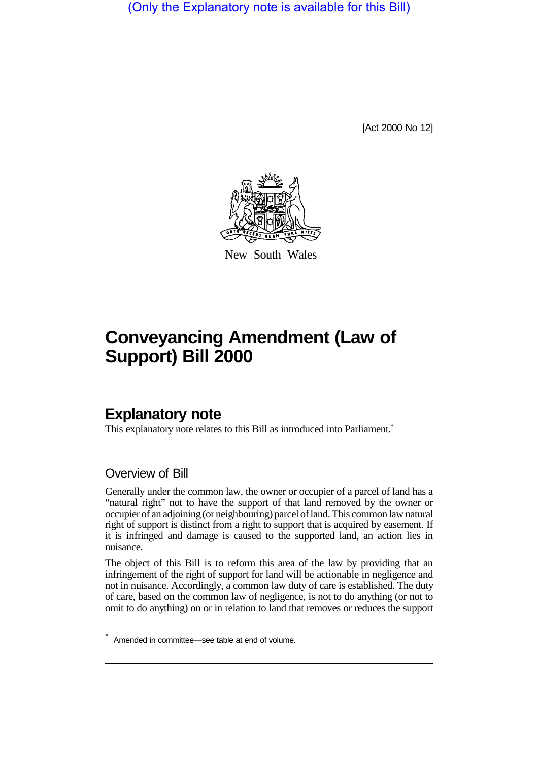(Only the Explanatory note is available for this Bill)

[Act 2000 No 12]

New South Wales

# Conveyancing Amendment (Law of Support) Bill 2000

## Explanatory note

This explanatory note relates to this Bill as introduced into Parliament.*

### Overview of Bill

Generally under the common law, the owner or occupier of a parcel of land has a "natural right" not to have the support of that land removed by the owner or occupier of an adjoining (or neighbouring) parcel of land. This common law natural right of support is distinct from a right to support that is acquired by easement. If it is infringed and damage is caused to the supported land, an action lies in nuisance.

The object of this Bill is to reform this area of the law by providing that an infringement of the right of support for land will be actionable in negligence and not in nuisance. Accordingly, a common law duty of care is established. The duty of care, based on the common law of negligence, is not to do anything (or not to omit to do anything) on or in relation to land that removes or reduces the support

* Amended in committee—see table at end of volume.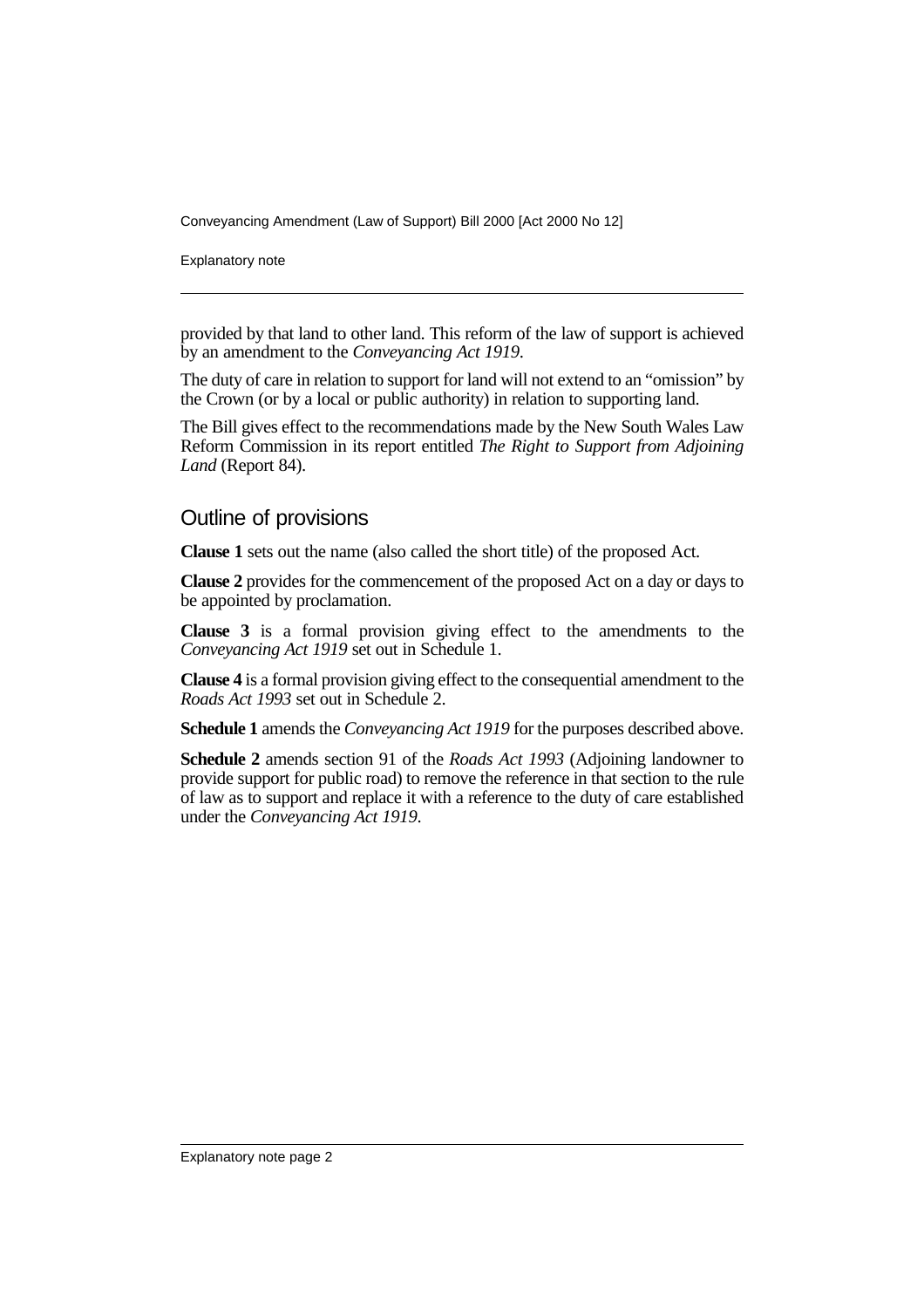provided by that land to other land. This reform of the law of support is achieved by an amendment to the *Conveyancing Act 1919*.

The duty of care in relation to support for land will not extend to an "omission" by the Crown (or by a local or public authority) in relation to supporting land.

The Bill gives effect to the recommendations made by the New South Wales Law Reform Commission in its report entitled *The Right to Support from Adjoining Land* (Report 84).

## Outline of provisions

**Clause 1** sets out the name (also called the short title) of the proposed Act.

**Clause 2** provides for the commencement of the proposed Act on a day or days to be appointed by proclamation.

**Clause 3** is a formal provision giving effect to the amendments to the *Conveyancing Act 1919* set out in Schedule 1.

**Clause 4** is a formal provision giving effect to the consequential amendment to the *Roads Act 1993* set out in Schedule 2.

**Schedule 1** amends the *Conveyancing Act 1919* for the purposes described above.

**Schedule 2** amends section 91 of the *Roads Act 1993* (Adjoining landowner to provide support for public road) to remove the reference in that section to the rule of law as to support and replace it with a reference to the duty of care established under the *Conveyancing Act 1919*.